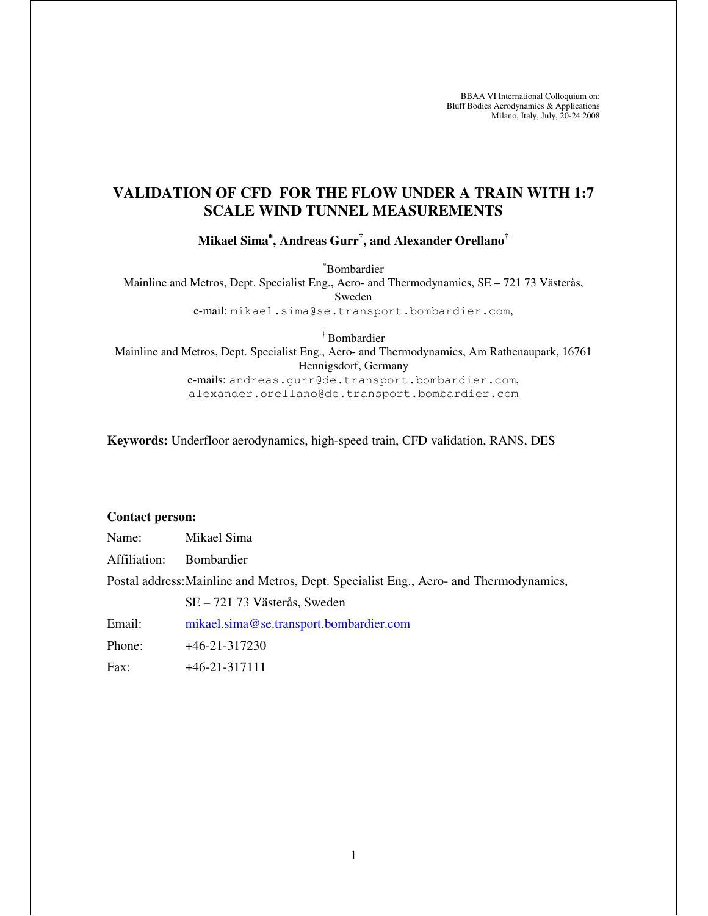BBAA VI International Colloquium on:
Bluff Bodies Aerodynamics & Applications
Milano, Italy, July, 20-24 2008

# VALIDATION OF CFD FOR THE FLOW UNDER A TRAIN WITH 1:7 SCALE WIND TUNNEL MEASUREMENTS

**Mikael Sima[*], Andreas Gurr[†], and Alexander Orellano[†]**

[*]Bombardier
Mainline and Metros, Dept. Specialist Eng., Aero- and Thermodynamics, SE – 721 73 Västerås, Sweden
e-mail: mikael.sima@se.transport.bombardier.com,

[†]Bombardier
Mainline and Metros, Dept. Specialist Eng., Aero- and Thermodynamics, Am Rathenaupark, 16761 Hennigsdorf, Germany
e-mails: andreas.gurr@de.transport.bombardier.com, alexander.orellano@de.transport.bombardier.com

**Keywords:** Underfloor aerodynamics, high-speed train, CFD validation, RANS, DES

**Contact person:**

Name: Mikael Sima

Affiliation: Bombardier

Postal address: Mainline and Metros, Dept. Specialist Eng., Aero- and Thermodynamics, SE – 721 73 Västerås, Sweden

Email: mikael.sima@se.transport.bombardier.com

Phone: +46-21-317230

Fax: +46-21-317111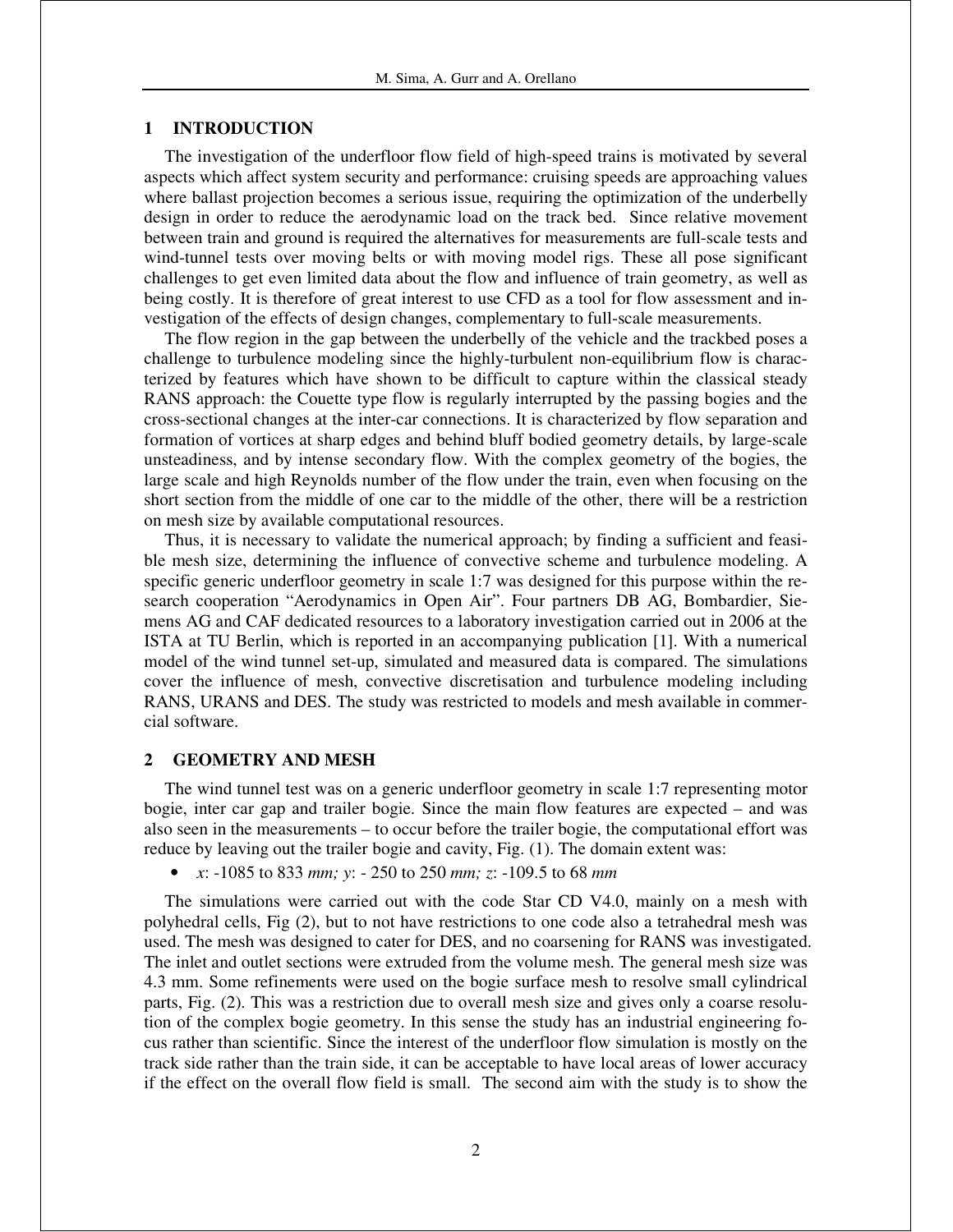## 1 INTRODUCTION

The investigation of the underfloor flow field of high-speed trains is motivated by several aspects which affect system security and performance: cruising speeds are approaching values where ballast projection becomes a serious issue, requiring the optimization of the underbelly design in order to reduce the aerodynamic load on the track bed. Since relative movement between train and ground is required the alternatives for measurements are full-scale tests and wind-tunnel tests over moving belts or with moving model rigs. These all pose significant challenges to get even limited data about the flow and influence of train geometry, as well as being costly. It is therefore of great interest to use CFD as a tool for flow assessment and investigation of the effects of design changes, complementary to full-scale measurements.

The flow region in the gap between the underbelly of the vehicle and the trackbed poses a challenge to turbulence modeling since the highly-turbulent non-equilibrium flow is characterized by features which have shown to be difficult to capture within the classical steady RANS approach: the Couette type flow is regularly interrupted by the passing bogies and the cross-sectional changes at the inter-car connections. It is characterized by flow separation and formation of vortices at sharp edges and behind bluff bodied geometry details, by large-scale unsteadiness, and by intense secondary flow. With the complex geometry of the bogies, the large scale and high Reynolds number of the flow under the train, even when focusing on the short section from the middle of one car to the middle of the other, there will be a restriction on mesh size by available computational resources.

Thus, it is necessary to validate the numerical approach; by finding a sufficient and feasible mesh size, determining the influence of convective scheme and turbulence modeling. A specific generic underfloor geometry in scale 1:7 was designed for this purpose within the research cooperation "Aerodynamics in Open Air". Four partners DB AG, Bombardier, Siemens AG and CAF dedicated resources to a laboratory investigation carried out in 2006 at the ISTA at TU Berlin, which is reported in an accompanying publication [1]. With a numerical model of the wind tunnel set-up, simulated and measured data is compared. The simulations cover the influence of mesh, convective discretisation and turbulence modeling including RANS, URANS and DES. The study was restricted to models and mesh available in commercial software.

## 2 GEOMETRY AND MESH

The wind tunnel test was on a generic underfloor geometry in scale 1:7 representing motor bogie, inter car gap and trailer bogie. Since the main flow features are expected – and was also seen in the measurements – to occur before the trailer bogie, the computational effort was reduce by leaving out the trailer bogie and cavity, Fig. (1). The domain extent was:

- *x*: -1085 to 833 *mm; y*: - 250 to 250 *mm; z*: -109.5 to 68 *mm*

The simulations were carried out with the code Star CD V4.0, mainly on a mesh with polyhedral cells, Fig (2), but to not have restrictions to one code also a tetrahedral mesh was used. The mesh was designed to cater for DES, and no coarsening for RANS was investigated. The inlet and outlet sections were extruded from the volume mesh. The general mesh size was 4.3 mm. Some refinements were used on the bogie surface mesh to resolve small cylindrical parts, Fig. (2). This was a restriction due to overall mesh size and gives only a coarse resolution of the complex bogie geometry. In this sense the study has an industrial engineering focus rather than scientific. Since the interest of the underfloor flow simulation is mostly on the track side rather than the train side, it can be acceptable to have local areas of lower accuracy if the effect on the overall flow field is small. The second aim with the study is to show the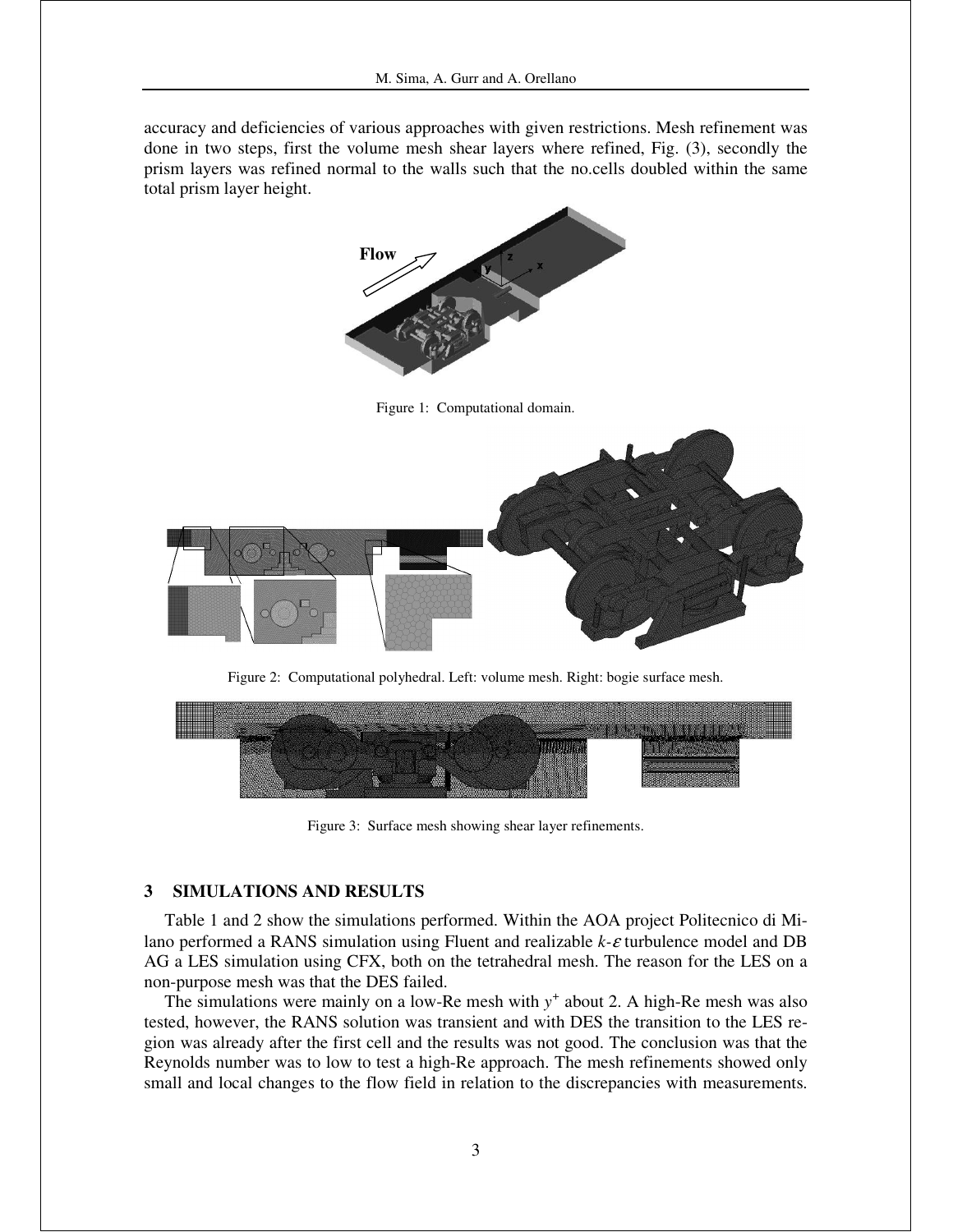accuracy and deficiencies of various approaches with given restrictions. Mesh refinement was done in two steps, first the volume mesh shear layers where refined, Fig. (3), secondly the prism layers was refined normal to the walls such that the no.cells doubled within the same total prism layer height.

Figure 1: Computational domain.

Figure 2: Computational polyhedral. Left: volume mesh. Right: bogie surface mesh.

Figure 3: Surface mesh showing shear layer refinements.

## 3 SIMULATIONS AND RESULTS

Table 1 and 2 show the simulations performed. Within the AOA project Politecnico di Milano performed a RANS simulation using Fluent and realizable $k$-$\varepsilon$ turbulence model and DB AG a LES simulation using CFX, both on the tetrahedral mesh. The reason for the LES on a non-purpose mesh was that the DES failed.

The simulations were mainly on a low-Re mesh with $y^+$ about 2. A high-Re mesh was also tested, however, the RANS solution was transient and with DES the transition to the LES region was already after the first cell and the results was not good. The conclusion was that the Reynolds number was to low to test a high-Re approach. The mesh refinements showed only small and local changes to the flow field in relation to the discrepancies with measurements.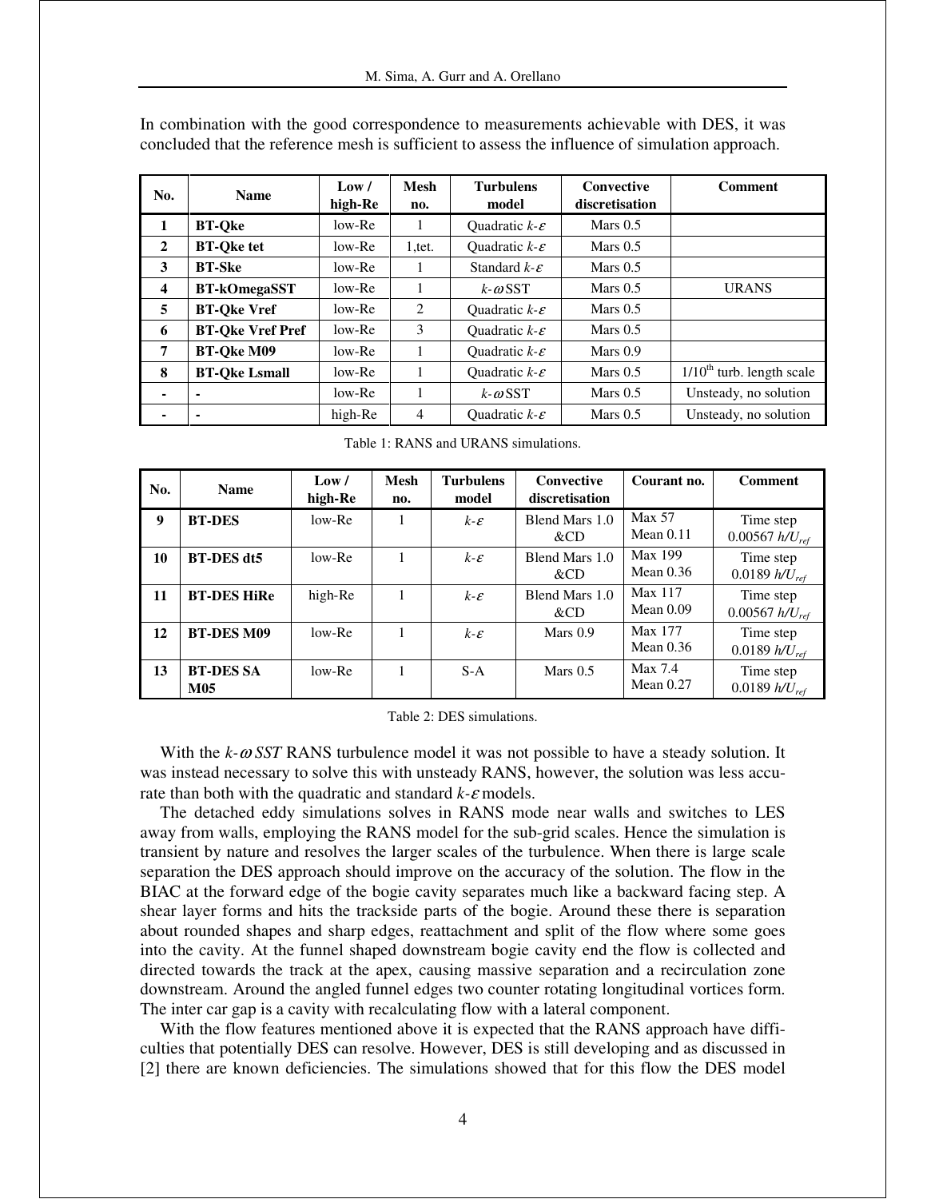In combination with the good correspondence to measurements achievable with DES, it was concluded that the reference mesh is sufficient to assess the influence of simulation approach.

| No. | Name | Low / high-Re | Mesh no. | Turbulens model | Convective discretisation | Comment |
|---|---|---|---|---|---|---|
| **1** | **BT-Qke** | low-Re | 1 | Quadratic $k$-$\varepsilon$ | Mars 0.5 | |
| **2** | **BT-Qke tet** | low-Re | 1,tet. | Quadratic $k$-$\varepsilon$ | Mars 0.5 | |
| **3** | **BT-Ske** | low-Re | 1 | Standard $k$-$\varepsilon$ | Mars 0.5 | |
| **4** | **BT-kOmegaSST** | low-Re | 1 | $k$-$\omega$ SST | Mars 0.5 | URANS |
| **5** | **BT-Qke Vref** | low-Re | 2 | Quadratic $k$-$\varepsilon$ | Mars 0.5 | |
| **6** | **BT-Qke Vref Pref** | low-Re | 3 | Quadratic $k$-$\varepsilon$ | Mars 0.5 | |
| **7** | **BT-Qke M09** | low-Re | 1 | Quadratic $k$-$\varepsilon$ | Mars 0.9 | |
| **8** | **BT-Qke Lsmall** | low-Re | 1 | Quadratic $k$-$\varepsilon$ | Mars 0.5 | $1/10^{th}$ turb. length scale |
| **-** | **-** | low-Re | 1 | $k$-$\omega$ SST | Mars 0.5 | Unsteady, no solution |
| **-** | **-** | high-Re | 4 | Quadratic $k$-$\varepsilon$ | Mars 0.5 | Unsteady, no solution |

Table 1: RANS and URANS simulations.

| No. | Name | Low / high-Re | Mesh no. | Turbulens model | Convective discretisation | Courant no. | Comment |
|---|---|---|---|---|---|---|---|
| **9** | **BT-DES** | low-Re | 1 | $k$-$\varepsilon$ | Blend Mars 1.0 &CD | Max 57 Mean 0.11 | Time step 0.00567 $h/U_{ref}$ |
| **10** | **BT-DES dt5** | low-Re | 1 | $k$-$\varepsilon$ | Blend Mars 1.0 &CD | Max 199 Mean 0.36 | Time step 0.0189 $h/U_{ref}$ |
| **11** | **BT-DES HiRe** | high-Re | 1 | $k$-$\varepsilon$ | Blend Mars 1.0 &CD | Max 117 Mean 0.09 | Time step 0.00567 $h/U_{ref}$ |
| **12** | **BT-DES M09** | low-Re | 1 | $k$-$\varepsilon$ | Mars 0.9 | Max 177 Mean 0.36 | Time step 0.0189 $h/U_{ref}$ |
| **13** | **BT-DES SA M05** | low-Re | 1 | S-A | Mars 0.5 | Max 7.4 Mean 0.27 | Time step 0.0189 $h/U_{ref}$ |

Table 2: DES simulations.

With the $k$-$\omega$ *SST* RANS turbulence model it was not possible to have a steady solution. It was instead necessary to solve this with unsteady RANS, however, the solution was less accurate than both with the quadratic and standard $k$-$\varepsilon$ models.

The detached eddy simulations solves in RANS mode near walls and switches to LES away from walls, employing the RANS model for the sub-grid scales. Hence the simulation is transient by nature and resolves the larger scales of the turbulence. When there is large scale separation the DES approach should improve on the accuracy of the solution. The flow in the BIAC at the forward edge of the bogie cavity separates much like a backward facing step. A shear layer forms and hits the trackside parts of the bogie. Around these there is separation about rounded shapes and sharp edges, reattachment and split of the flow where some goes into the cavity. At the funnel shaped downstream bogie cavity end the flow is collected and directed towards the track at the apex, causing massive separation and a recirculation zone downstream. Around the angled funnel edges two counter rotating longitudinal vortices form. The inter car gap is a cavity with recalculating flow with a lateral component.

With the flow features mentioned above it is expected that the RANS approach have difficulties that potentially DES can resolve. However, DES is still developing and as discussed in [2] there are known deficiencies. The simulations showed that for this flow the DES model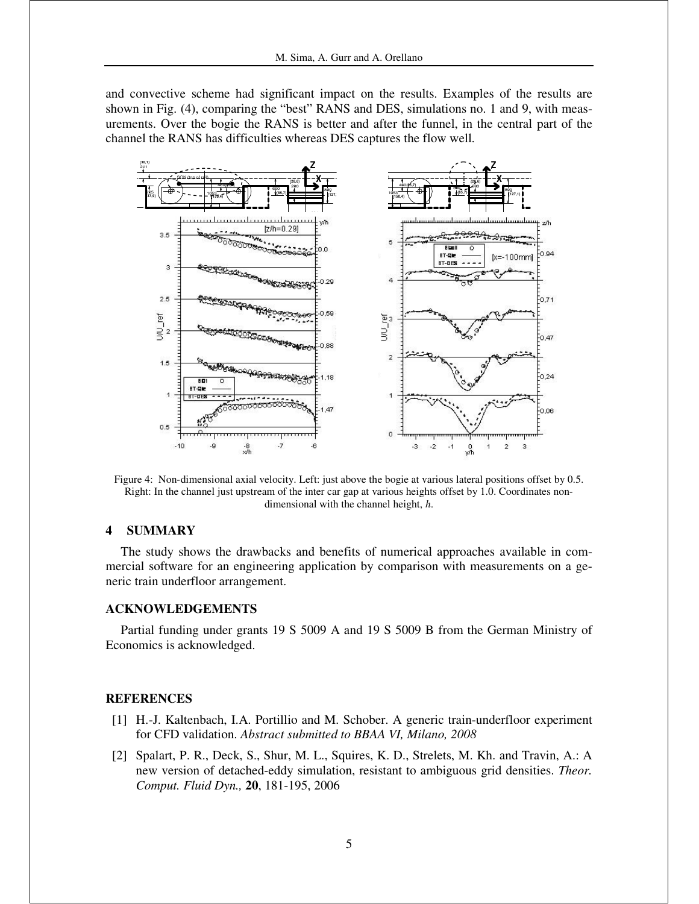and convective scheme had significant impact on the results. Examples of the results are shown in Fig. (4), comparing the "best" RANS and DES, simulations no. 1 and 9, with measurements. Over the bogie the RANS is better and after the funnel, in the central part of the channel the RANS has difficulties whereas DES captures the flow well.

Figure 4: Non-dimensional axial velocity. Left: just above the bogie at various lateral positions offset by 0.5. Right: In the channel just upstream of the inter car gap at various heights offset by 1.0. Coordinates non-dimensional with the channel height, *h*.

## 4 SUMMARY

The study shows the drawbacks and benefits of numerical approaches available in commercial software for an engineering application by comparison with measurements on a generic train underfloor arrangement.

## ACKNOWLEDGEMENTS

Partial funding under grants 19 S 5009 A and 19 S 5009 B from the German Ministry of Economics is acknowledged.

## REFERENCES

[1] H.-J. Kaltenbach, I.A. Portillio and M. Schober. A generic train-underfloor experiment for CFD validation. *Abstract submitted to BBAA VI, Milano, 2008*

[2] Spalart, P. R., Deck, S., Shur, M. L., Squires, K. D., Strelets, M. Kh. and Travin, A.: A new version of detached-eddy simulation, resistant to ambiguous grid densities. *Theor. Comput. Fluid Dyn.,* **20**, 181-195, 2006